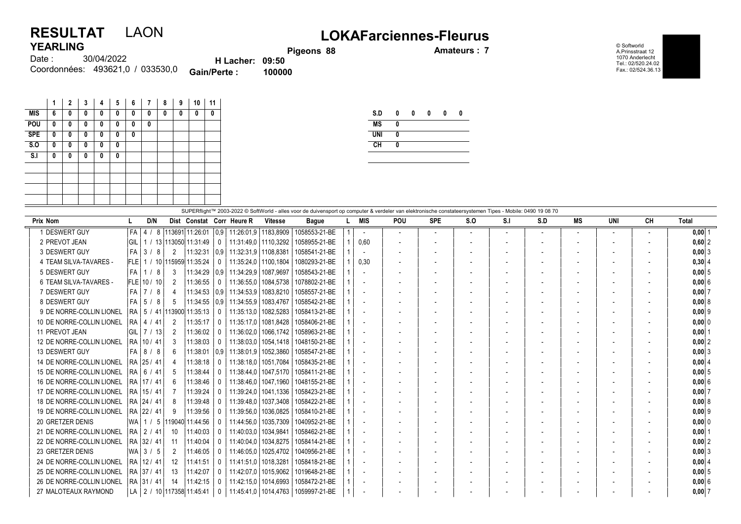# RESULTAT LAON

## LOKAFarciennes-Fleurus

**YEARLING**

Date : 30/04/2022

Coordonnées: 493621,0 / 033530,0

**Pigeons 88**

**Amateurs : 7**

**H Lacher: 09:50**

**Gain/Perte : 100000**

© Softworld
A.Prinsstraat 12
1070 Anderlecht
Tel.: 02/520.24.02
Fax.: 02/524.36.13

| | 1 | 2 | 3 | 4 | 5 | 6 | 7 | 8 | 9 | 10 | 11 |
|---|---|---|---|---|---|---|---|---|---|---|---|
| MIS | 6 | 0 | 0 | 0 | 0 | 0 | 0 | 0 | 0 | 0 | 0 |
| POU | 0 | 0 | 0 | 0 | 0 | 0 | 0 | | | | |
| SPE | 0 | 0 | 0 | 0 | 0 | 0 | | | | | |
| S.O | 0 | 0 | 0 | 0 | 0 | | | | | | |
| S.I | 0 | 0 | 0 | 0 | 0 | | | | | | |

| | | | | | |
|---|---|---|---|---|---|
| S.D | 0 | 0 | 0 | 0 | 0 |
| MS | 0 | | | | |
| UNI | 0 | | | | |
| CH | 0 | | | | |

SUPERflight™ 2003-2022 © SoftWorld - alles voor de duivensport op computer & verdeler van elektronische constateersystemen Tipes - Mobile: 0490 19 08 70

| Prix | Nom | L | D/N | Dist | Constat | Corr | Heure R | Vitesse | Bague | L | MIS | POU | SPE | S.O | S.I | S.D | MS | UNI | CH | Total |
|---|---|---|---|---|---|---|---|---|---|---|---|---|---|---|---|---|---|---|---|---|
| 1 | DESWERT GUY | FA | 4 / 8 | 113691 | 11:26:01 | 0,9 | 11:26:01,9 | 1183,8909 | 1058553-21-BE | 1 | - | - | - | - | - | - | - | - | - | 0,00 1 |
| 2 | PREVOT JEAN | GIL | 1 / 13 | 113050 | 11:31:49 | 0 | 11:31:49,0 | 1110,3292 | 1058955-21-BE | 1 | 0,60 | - | - | - | - | - | - | - | - | 0,60 2 |
| 3 | DESWERT GUY | FA | 3 / 8 | 2 | 11:32:31 | 0,9 | 11:32:31,9 | 1108,8381 | 1058541-21-BE | 1 | - | - | - | - | - | - | - | - | - | 0,00 3 |
| 4 | TEAM SILVA-TAVARES - | FLE | 1 / 10 | 115959 | 11:35:24 | 0 | 11:35:24,0 | 1100,1804 | 1080293-21-BE | 1 | 0,30 | - | - | - | - | - | - | - | - | 0,30 4 |
| 5 | DESWERT GUY | FA | 1 / 8 | 3 | 11:34:29 | 0,9 | 11:34:29,9 | 1087,9697 | 1058543-21-BE | 1 | - | - | - | - | - | - | - | - | - | 0,00 5 |
| 6 | TEAM SILVA-TAVARES - | FLE | 10 / 10 | 2 | 11:36:55 | 0 | 11:36:55,0 | 1084,5738 | 1078802-21-BE | 1 | - | - | - | - | - | - | - | - | - | 0,00 6 |
| 7 | DESWERT GUY | FA | 7 / 8 | 4 | 11:34:53 | 0,9 | 11:34:53,9 | 1083,8210 | 1058557-21-BE | 1 | - | - | - | - | - | - | - | - | - | 0,00 7 |
| 8 | DESWERT GUY | FA | 5 / 8 | 5 | 11:34:55 | 0,9 | 11:34:55,9 | 1083,4767 | 1058542-21-BE | 1 | - | - | - | - | - | - | - | - | - | 0,00 8 |
| 9 | DE NORRE-COLLIN LIONEL | RA | 5 / 41 | 113900 | 11:35:13 | 0 | 11:35:13,0 | 1082,5283 | 1058413-21-BE | 1 | - | - | - | - | - | - | - | - | - | 0,00 9 |
| 10 | DE NORRE-COLLIN LIONEL | RA | 4 / 41 | 2 | 11:35:17 | 0 | 11:35:17,0 | 1081,8428 | 1058406-21-BE | 1 | - | - | - | - | - | - | - | - | - | 0,00 0 |
| 11 | PREVOT JEAN | GIL | 7 / 13 | 2 | 11:36:02 | 0 | 11:36:02,0 | 1066,1742 | 1058963-21-BE | 1 | - | - | - | - | - | - | - | - | - | 0,00 1 |
| 12 | DE NORRE-COLLIN LIONEL | RA | 10 / 41 | 3 | 11:38:03 | 0 | 11:38:03,0 | 1054,1418 | 1048150-21-BE | 1 | - | - | - | - | - | - | - | - | - | 0,00 2 |
| 13 | DESWERT GUY | FA | 8 / 8 | 6 | 11:38:01 | 0,9 | 11:38:01,9 | 1052,3860 | 1058547-21-BE | 1 | - | - | - | - | - | - | - | - | - | 0,00 3 |
| 14 | DE NORRE-COLLIN LIONEL | RA | 25 / 41 | 4 | 11:38:18 | 0 | 11:38:18,0 | 1051,7084 | 1058435-21-BE | 1 | - | - | - | - | - | - | - | - | - | 0,00 4 |
| 15 | DE NORRE-COLLIN LIONEL | RA | 6 / 41 | 5 | 11:38:44 | 0 | 11:38:44,0 | 1047,5170 | 1058411-21-BE | 1 | - | - | - | - | - | - | - | - | - | 0,00 5 |
| 16 | DE NORRE-COLLIN LIONEL | RA | 17 / 41 | 6 | 11:38:46 | 0 | 11:38:46,0 | 1047,1960 | 1048155-21-BE | 1 | - | - | - | - | - | - | - | - | - | 0,00 6 |
| 17 | DE NORRE-COLLIN LIONEL | RA | 15 / 41 | 7 | 11:39:24 | 0 | 11:39:24,0 | 1041,1336 | 1058423-21-BE | 1 | - | - | - | - | - | - | - | - | - | 0,00 7 |
| 18 | DE NORRE-COLLIN LIONEL | RA | 24 / 41 | 8 | 11:39:48 | 0 | 11:39:48,0 | 1037,3408 | 1058422-21-BE | 1 | - | - | - | - | - | - | - | - | - | 0,00 8 |
| 19 | DE NORRE-COLLIN LIONEL | RA | 22 / 41 | 9 | 11:39:56 | 0 | 11:39:56,0 | 1036,0825 | 1058410-21-BE | 1 | - | - | - | - | - | - | - | - | - | 0,00 9 |
| 20 | GRETZER DENIS | WA | 1 / 5 | 119040 | 11:44:56 | 0 | 11:44:56,0 | 1035,7309 | 1040952-21-BE | 1 | - | - | - | - | - | - | - | - | - | 0,00 0 |
| 21 | DE NORRE-COLLIN LIONEL | RA | 2 / 41 | 10 | 11:40:03 | 0 | 11:40:03,0 | 1034,9841 | 1058462-21-BE | 1 | - | - | - | - | - | - | - | - | - | 0,00 1 |
| 22 | DE NORRE-COLLIN LIONEL | RA | 32 / 41 | 11 | 11:40:04 | 0 | 11:40:04,0 | 1034,8275 | 1058414-21-BE | 1 | - | - | - | - | - | - | - | - | - | 0,00 2 |
| 23 | GRETZER DENIS | WA | 3 / 5 | 2 | 11:46:05 | 0 | 11:46:05,0 | 1025,4702 | 1040956-21-BE | 1 | - | - | - | - | - | - | - | - | - | 0,00 3 |
| 24 | DE NORRE-COLLIN LIONEL | RA | 12 / 41 | 12 | 11:41:51 | 0 | 11:41:51,0 | 1018,3281 | 1058418-21-BE | 1 | - | - | - | - | - | - | - | - | - | 0,00 4 |
| 25 | DE NORRE-COLLIN LIONEL | RA | 37 / 41 | 13 | 11:42:07 | 0 | 11:42:07,0 | 1015,9062 | 1019648-21-BE | 1 | - | - | - | - | - | - | - | - | - | 0,00 5 |
| 26 | DE NORRE-COLLIN LIONEL | RA | 31 / 41 | 14 | 11:42:15 | 0 | 11:42:15,0 | 1014,6993 | 1058472-21-BE | 1 | - | - | - | - | - | - | - | - | - | 0,00 6 |
| 27 | MALOTEAUX RAYMOND | LA | 2 / 10 | 117358 | 11:45:41 | 0 | 11:45:41,0 | 1014,4763 | 1059997-21-BE | 1 | - | - | - | - | - | - | - | - | - | 0,00 7 |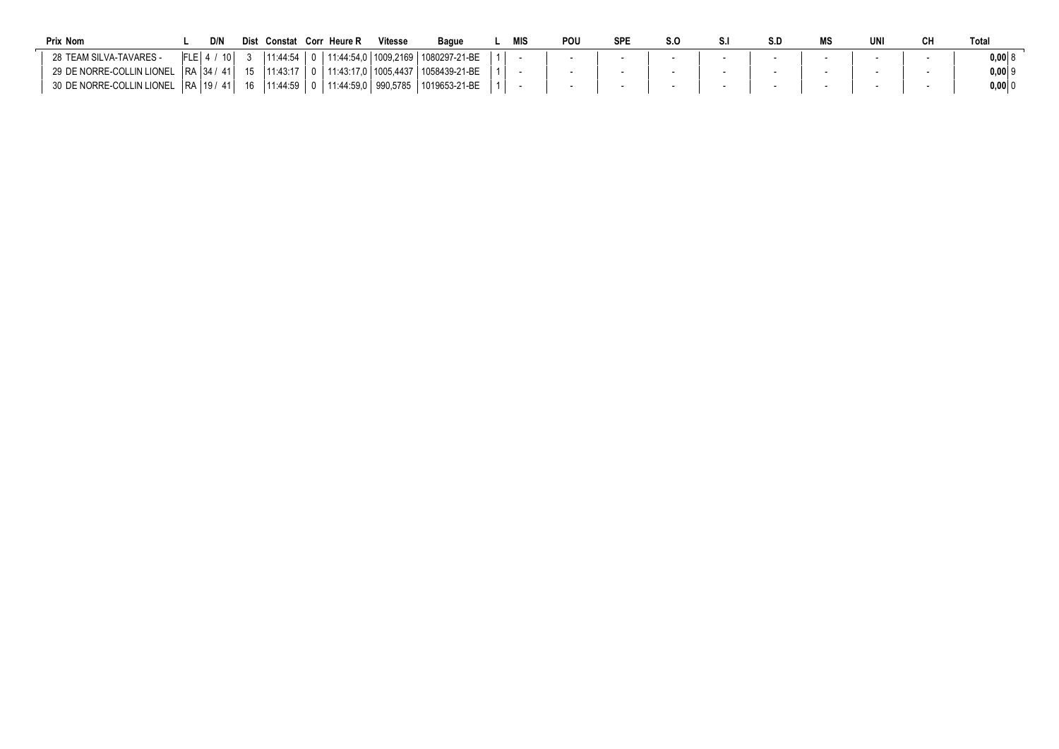| Prix | Nom | L | D/N | Dist | Constat | Corr | Heure R | Vitesse | Bague | L | MIS | POU | SPE | S.O | S.I | S.D | MS | UNI | CH | Total | |
|---|---|---|---|---|---|---|---|---|---|---|---|---|---|---|---|---|---|---|---|---|---|
| 28 | TEAM SILVA-TAVARES - | FLE | 4 / 10 | 3 | 11:44:54 | 0 | 11:44:54,0 | 1009,2169 | 1080297-21-BE | 1 | - | - | - | - | - | - | - | - | - | **0,00** | 8 |
| 29 | DE NORRE-COLLIN LIONEL | RA | 34 / 41 | 15 | 11:43:17 | 0 | 11:43:17,0 | 1005,4437 | 1058439-21-BE | 1 | - | - | - | - | - | - | - | - | - | **0,00** | 9 |
| 30 | DE NORRE-COLLIN LIONEL | RA | 19 / 41 | 16 | 11:44:59 | 0 | 11:44:59,0 | 990,5785 | 1019653-21-BE | 1 | - | - | - | - | - | - | - | - | - | **0,00** | 0 |